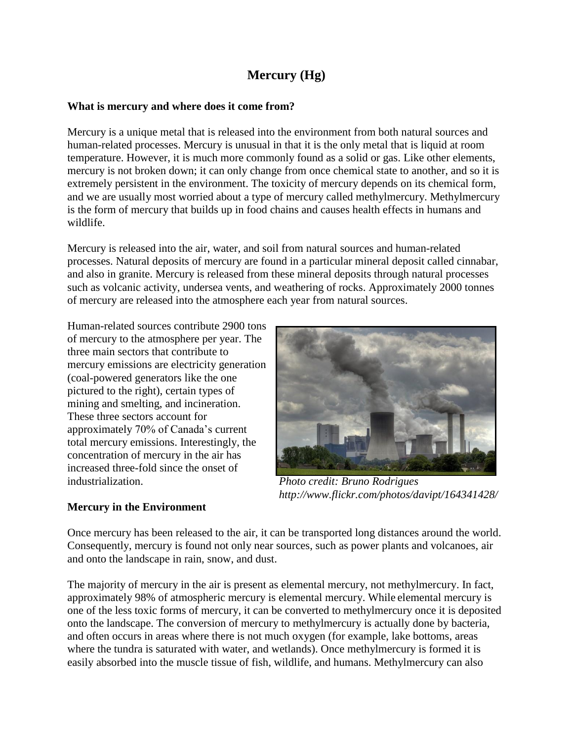# Mercury (Hg)

**What is mercury and where does it come from?**

Mercury is a unique metal that is released into the environment from both natural sources and human-related processes. Mercury is unusual in that it is the only metal that is liquid at room temperature. However, it is much more commonly found as a solid or gas. Like other elements, mercury is not broken down; it can only change from once chemical state to another, and so it is extremely persistent in the environment. The toxicity of mercury depends on its chemical form, and we are usually most worried about a type of mercury called methylmercury. Methylmercury is the form of mercury that builds up in food chains and causes health effects in humans and wildlife.

Mercury is released into the air, water, and soil from natural sources and human-related processes. Natural deposits of mercury are found in a particular mineral deposit called cinnabar, and also in granite. Mercury is released from these mineral deposits through natural processes such as volcanic activity, undersea vents, and weathering of rocks. Approximately 2000 tonnes of mercury are released into the atmosphere each year from natural sources.

Human-related sources contribute 2900 tons of mercury to the atmosphere per year. The three main sectors that contribute to mercury emissions are electricity generation (coal-powered generators like the one pictured to the right), certain types of mining and smelting, and incineration. These three sectors account for approximately 70% of Canada's current total mercury emissions. Interestingly, the concentration of mercury in the air has increased three-fold since the onset of industrialization.

*Photo credit: Bruno Rodrigues http://www.flickr.com/photos/davipt/164341428/*

**Mercury in the Environment**

Once mercury has been released to the air, it can be transported long distances around the world. Consequently, mercury is found not only near sources, such as power plants and volcanoes, air and onto the landscape in rain, snow, and dust.

The majority of mercury in the air is present as elemental mercury, not methylmercury. In fact, approximately 98% of atmospheric mercury is elemental mercury. While elemental mercury is one of the less toxic forms of mercury, it can be converted to methylmercury once it is deposited onto the landscape. The conversion of mercury to methylmercury is actually done by bacteria, and often occurs in areas where there is not much oxygen (for example, lake bottoms, areas where the tundra is saturated with water, and wetlands). Once methylmercury is formed it is easily absorbed into the muscle tissue of fish, wildlife, and humans. Methylmercury can also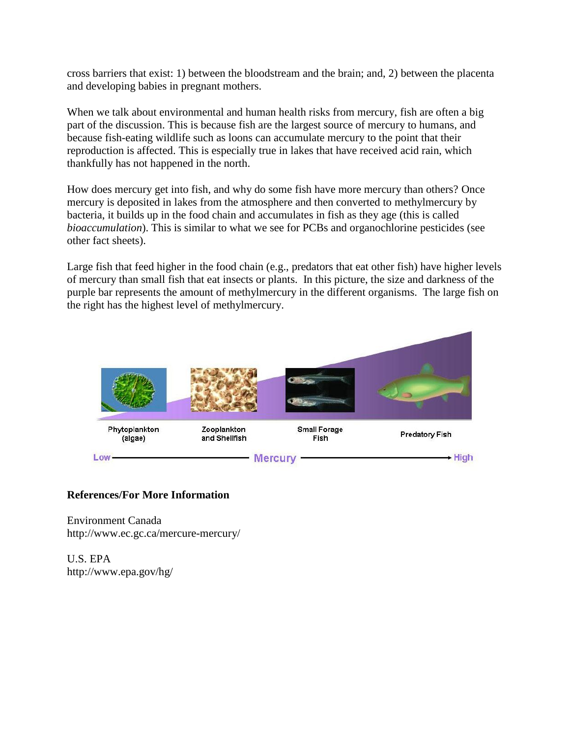cross barriers that exist: 1) between the bloodstream and the brain; and, 2) between the placenta and developing babies in pregnant mothers.

When we talk about environmental and human health risks from mercury, fish are often a big part of the discussion. This is because fish are the largest source of mercury to humans, and because fish-eating wildlife such as loons can accumulate mercury to the point that their reproduction is affected. This is especially true in lakes that have received acid rain, which thankfully has not happened in the north.

How does mercury get into fish, and why do some fish have more mercury than others? Once mercury is deposited in lakes from the atmosphere and then converted to methylmercury by bacteria, it builds up in the food chain and accumulates in fish as they age (this is called *bioaccumulation*). This is similar to what we see for PCBs and organochlorine pesticides (see other fact sheets).

Large fish that feed higher in the food chain (e.g., predators that eat other fish) have higher levels of mercury than small fish that eat insects or plants. In this picture, the size and darkness of the purple bar represents the amount of methylmercury in the different organisms. The large fish on the right has the highest level of methylmercury.

Phytoplankton (algae)
Zooplankton and Shellfish
Small Forage Fish
Predatory Fish
Low — Mercury — High

**References/For More Information**

Environment Canada
http://www.ec.gc.ca/mercure-mercury/

U.S. EPA
http://www.epa.gov/hg/